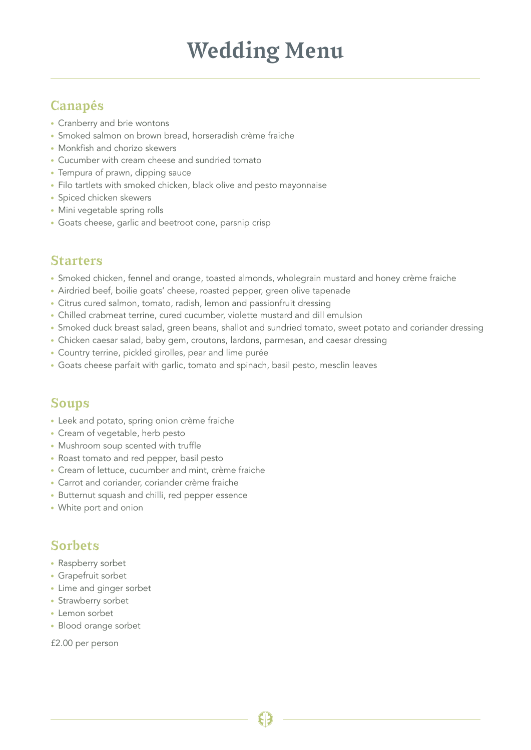# Wedding Menu

## Canapés

- Cranberry and brie wontons
- Smoked salmon on brown bread, horseradish crème fraiche
- Monkfish and chorizo skewers
- Cucumber with cream cheese and sundried tomato
- Tempura of prawn, dipping sauce
- Filo tartlets with smoked chicken, black olive and pesto mayonnaise
- Spiced chicken skewers
- Mini vegetable spring rolls
- Goats cheese, garlic and beetroot cone, parsnip crisp

## Starters

- Smoked chicken, fennel and orange, toasted almonds, wholegrain mustard and honey crème fraiche
- Airdried beef, boilie goats' cheese, roasted pepper, green olive tapenade
- Citrus cured salmon, tomato, radish, lemon and passionfruit dressing
- Chilled crabmeat terrine, cured cucumber, violette mustard and dill emulsion
- Smoked duck breast salad, green beans, shallot and sundried tomato, sweet potato and coriander dressing
- Chicken caesar salad, baby gem, croutons, lardons, parmesan, and caesar dressing
- Country terrine, pickled girolles, pear and lime purée
- Goats cheese parfait with garlic, tomato and spinach, basil pesto, mesclin leaves

## Soups

- Leek and potato, spring onion crème fraiche
- Cream of vegetable, herb pesto
- Mushroom soup scented with truffle
- Roast tomato and red pepper, basil pesto
- Cream of lettuce, cucumber and mint, crème fraiche
- Carrot and coriander, coriander crème fraiche
- Butternut squash and chilli, red pepper essence
- White port and onion

## Sorbets

- Raspberry sorbet
- Grapefruit sorbet
- Lime and ginger sorbet
- Strawberry sorbet
- Lemon sorbet
- Blood orange sorbet

£2.00 per person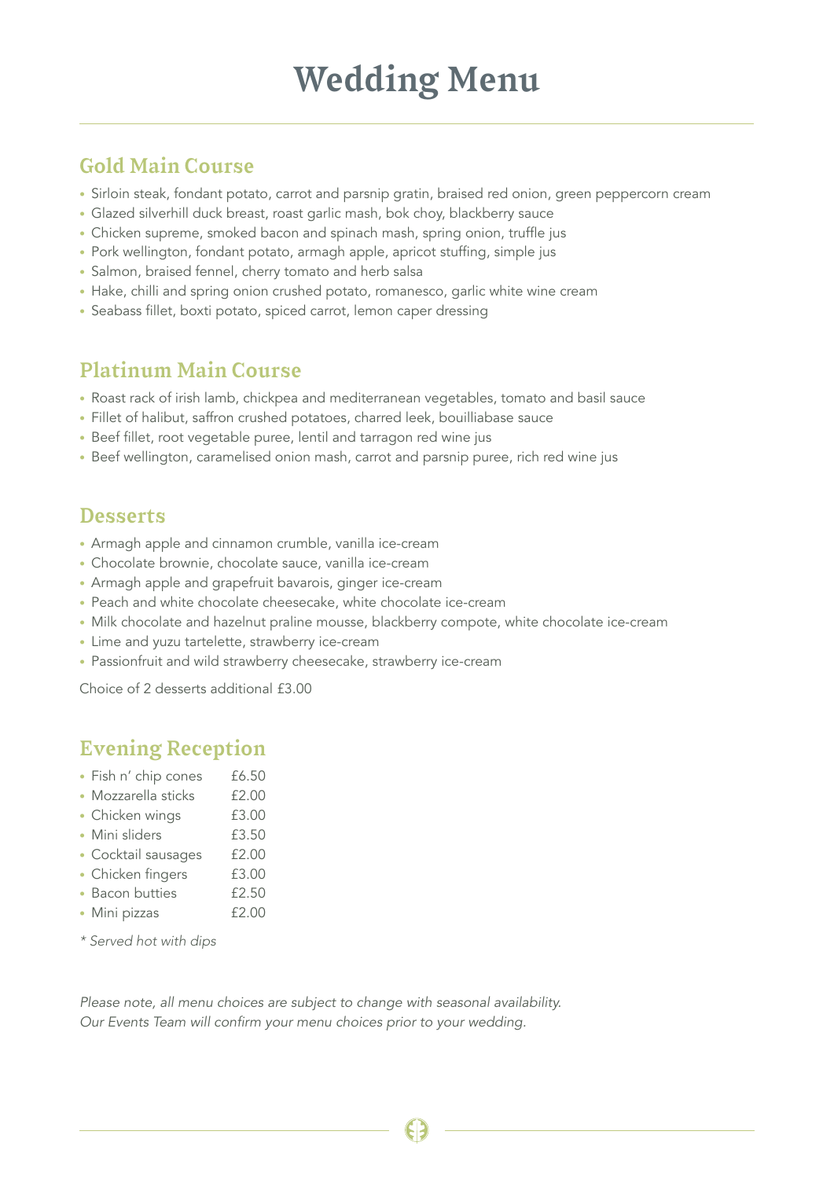# Wedding Menu

## Gold Main Course

- Sirloin steak, fondant potato, carrot and parsnip gratin, braised red onion, green peppercorn cream
- Glazed silverhill duck breast, roast garlic mash, bok choy, blackberry sauce
- Chicken supreme, smoked bacon and spinach mash, spring onion, truffle jus
- Pork wellington, fondant potato, armagh apple, apricot stuffing, simple jus
- Salmon, braised fennel, cherry tomato and herb salsa
- Hake, chilli and spring onion crushed potato, romanesco, garlic white wine cream
- Seabass fillet, boxti potato, spiced carrot, lemon caper dressing

## Platinum Main Course

- Roast rack of irish lamb, chickpea and mediterranean vegetables, tomato and basil sauce
- Fillet of halibut, saffron crushed potatoes, charred leek, bouilliabase sauce
- Beef fillet, root vegetable puree, lentil and tarragon red wine jus
- Beef wellington, caramelised onion mash, carrot and parsnip puree, rich red wine jus

## Desserts

- Armagh apple and cinnamon crumble, vanilla ice-cream
- Chocolate brownie, chocolate sauce, vanilla ice-cream
- Armagh apple and grapefruit bavarois, ginger ice-cream
- Peach and white chocolate cheesecake, white chocolate ice-cream
- Milk chocolate and hazelnut praline mousse, blackberry compote, white chocolate ice-cream
- Lime and yuzu tartelette, strawberry ice-cream
- Passionfruit and wild strawberry cheesecake, strawberry ice-cream

Choice of 2 desserts additional £3.00

## Evening Reception

| | |
|---|---|
| Fish n' chip cones | £6.50 |
| Mozzarella sticks | £2.00 |
| Chicken wings | £3.00 |
| Mini sliders | £3.50 |
| Cocktail sausages | £2.00 |
| Chicken fingers | £3.00 |
| Bacon butties | £2.50 |
| Mini pizzas | £2.00 |

*\* Served hot with dips*

*Please note, all menu choices are subject to change with seasonal availability. Our Events Team will confirm your menu choices prior to your wedding.*